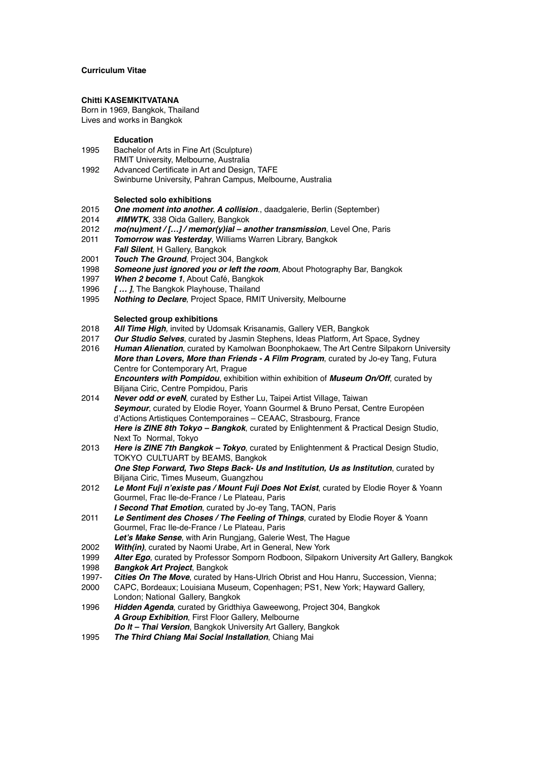**Curriculum Vitae**

**Chitti KASEMKITVATANA**
Born in 1969, Bangkok, Thailand
Lives and works in Bangkok

**Education**

1995 Bachelor of Arts in Fine Art (Sculpture)
RMIT University, Melbourne, Australia
1992 Advanced Certificate in Art and Design, TAFE
Swinburne University, Pahran Campus, Melbourne, Australia

**Selected solo exhibitions**

2015 ***One moment into another. A collision***., daadgalerie, Berlin (September)
2014 ***#IMWTK***, 338 Oida Gallery, Bangkok
2012 ***mo(nu)ment / […] / memor(y)ial – another transmission***, Level One, Paris
2011 ***Tomorrow was Yesterday***, Williams Warren Library, Bangkok
***Fall Silent***, H Gallery, Bangkok
2001 ***Touch The Ground***, Project 304, Bangkok
1998 ***Someone just ignored you or left the room***, About Photography Bar, Bangkok
1997 ***When 2 become 1***, About Café, Bangkok
1996 ***[ … ]***, The Bangkok Playhouse, Thailand
1995 ***Nothing to Declare***, Project Space, RMIT University, Melbourne

**Selected group exhibitions**

2018 ***All Time High,*** invited by Udomsak Krisanamis, Gallery VER, Bangkok
2017 ***Our Studio Selves***, curated by Jasmin Stephens, Ideas Platform, Art Space, Sydney
2016 ***Human Alienation***, curated by Kamolwan Boonphokaew, The Art Centre Silpakorn University
***More than Lovers, More than Friends - A Film Program***, curated by Jo-ey Tang, Futura Centre for Contemporary Art, Prague
***Encounters with Pompidou***, exhibition within exhibition of ***Museum On/Off***, curated by Biljana Ciric, Centre Pompidou, Paris
2014 ***Never odd or eveN***, curated by Esther Lu, Taipei Artist Village, Taiwan
***Seymour***, curated by Elodie Royer, Yoann Gourmel & Bruno Persat, Centre Européen d'Actions Artistiques Contemporaines – CEAAC, Strasbourg, France
***Here is ZINE 8th Tokyo – Bangkok***, curated by Enlightenment & Practical Design Studio, Next To Normal, Tokyo
2013 ***Here is ZINE 7th Bangkok – Tokyo***, curated by Enlightenment & Practical Design Studio, TOKYO CULTUART by BEAMS, Bangkok
***One Step Forward, Two Steps Back- Us and Institution, Us as Institution***, curated by Biljana Ciric, Times Museum, Guangzhou
2012 ***Le Mont Fuji n'existe pas / Mount Fuji Does Not Exist***, curated by Elodie Royer & Yoann Gourmel, Frac Ile-de-France / Le Plateau, Paris
***I Second That Emotion***, curated by Jo-ey Tang, TAON, Paris
2011 ***Le Sentiment des Choses / The Feeling of Things***, curated by Elodie Royer & Yoann Gourmel, Frac Ile-de-France / Le Plateau, Paris
***Let's Make Sense***, with Arin Rungjang, Galerie West, The Hague
2002 ***With(in)***, curated by Naomi Urabe, Art in General, New York
1999 ***Alter Ego***, curated by Professor Somporn Rodboon, Silpakorn University Art Gallery, Bangkok
1998 ***Bangkok Art Project***, Bangkok
1997-2000 ***Cities On The Move***, curated by Hans-Ulrich Obrist and Hou Hanru, Succession, Vienna; CAPC, Bordeaux; Louisiana Museum, Copenhagen; PS1, New York; Hayward Gallery, London; National Gallery, Bangkok
1996 ***Hidden Agenda***, curated by Gridthiya Gaweewong, Project 304, Bangkok
***A Group Exhibition***, First Floor Gallery, Melbourne
***Do It – Thai Version***, Bangkok University Art Gallery, Bangkok
1995 ***The Third Chiang Mai Social Installation***, Chiang Mai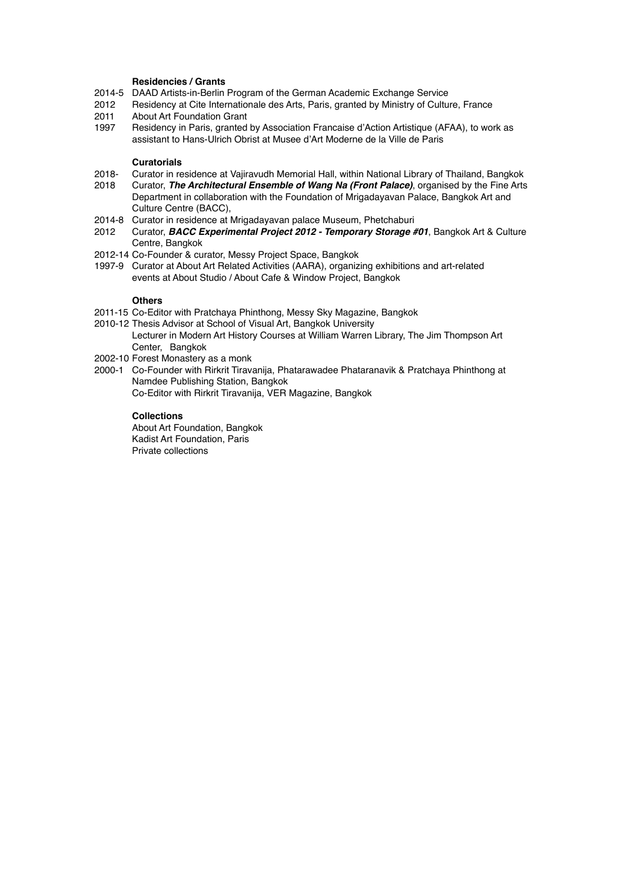### Residencies / Grants

2014-5 DAAD Artists-in-Berlin Program of the German Academic Exchange Service
2012 Residency at Cite Internationale des Arts, Paris, granted by Ministry of Culture, France
2011 About Art Foundation Grant
1997 Residency in Paris, granted by Association Francaise d'Action Artistique (AFAA), to work as assistant to Hans-Ulrich Obrist at Musee d'Art Moderne de la Ville de Paris

### Curatorials

2018- Curator in residence at Vajiravudh Memorial Hall, within National Library of Thailand, Bangkok
2018 Curator, ***The Architectural Ensemble of Wang Na (Front Palace)***, organised by the Fine Arts Department in collaboration with the Foundation of Mrigadayavan Palace, Bangkok Art and Culture Centre (BACC),
2014-8 Curator in residence at Mrigadayavan palace Museum, Phetchaburi
2012 Curator, ***BACC Experimental Project 2012 - Temporary Storage #01***, Bangkok Art & Culture Centre, Bangkok
2012-14 Co-Founder & curator, Messy Project Space, Bangkok
1997-9 Curator at About Art Related Activities (AARA), organizing exhibitions and art-related events at About Studio / About Cafe & Window Project, Bangkok

### Others

2011-15 Co-Editor with Pratchaya Phinthong, Messy Sky Magazine, Bangkok
2010-12 Thesis Advisor at School of Visual Art, Bangkok University
Lecturer in Modern Art History Courses at William Warren Library, The Jim Thompson Art Center, Bangkok
2002-10 Forest Monastery as a monk
2000-1 Co-Founder with Rirkrit Tiravanija, Phatarawadee Phataranavik & Pratchaya Phinthong at Namdee Publishing Station, Bangkok
Co-Editor with Rirkrit Tiravanija, VER Magazine, Bangkok

### Collections

About Art Foundation, Bangkok
Kadist Art Foundation, Paris
Private collections